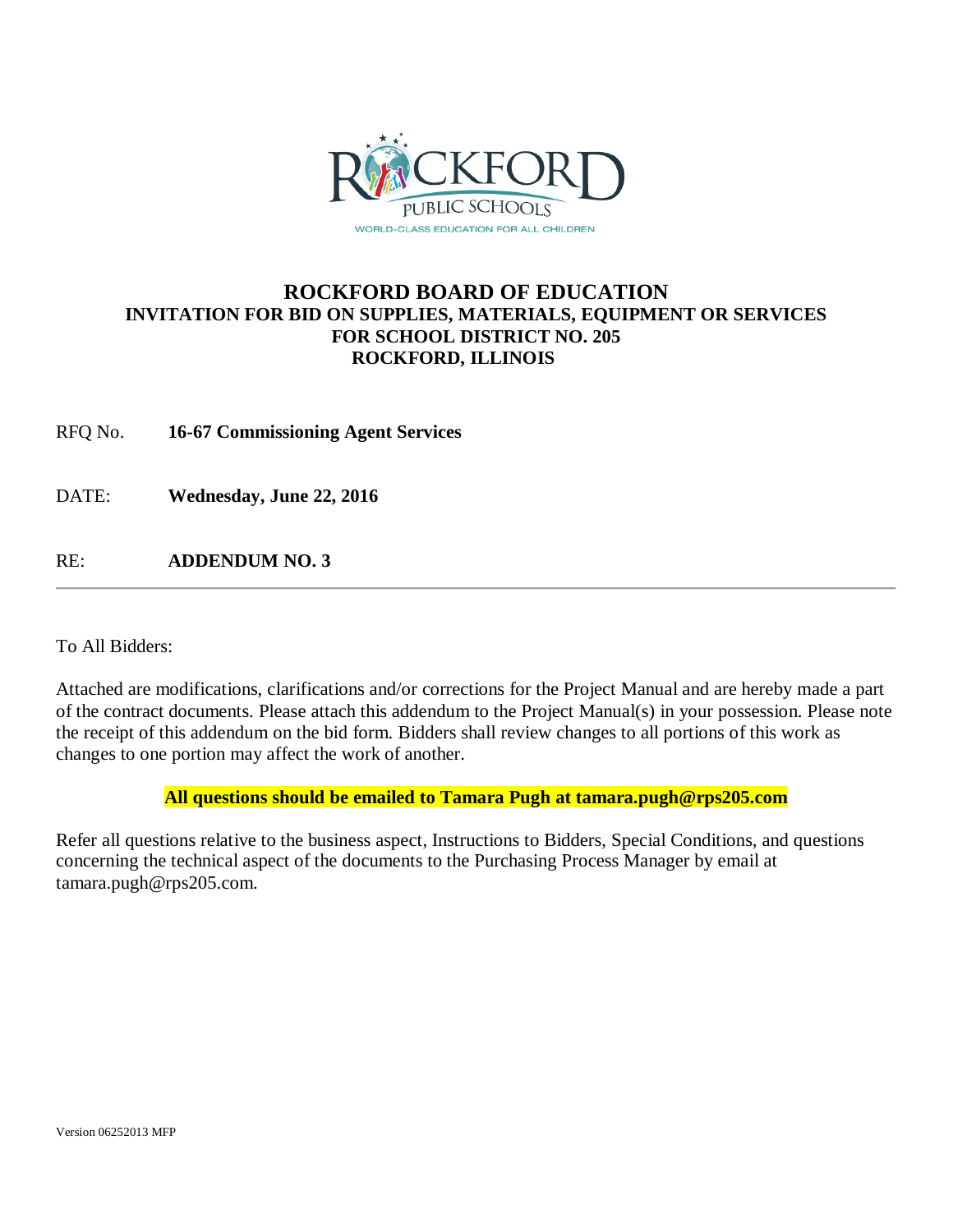ROCKFORD PUBLIC SCHOOLS

WORLD-CLASS EDUCATION FOR ALL CHILDREN

# ROCKFORD BOARD OF EDUCATION

## INVITATION FOR BID ON SUPPLIES, MATERIALS, EQUIPMENT OR SERVICES FOR SCHOOL DISTRICT NO. 205 ROCKFORD, ILLINOIS

RFQ No. **16-67 Commissioning Agent Services**

DATE: **Wednesday, June 22, 2016**

RE: **ADDENDUM NO. 3**

---

To All Bidders:

Attached are modifications, clarifications and/or corrections for the Project Manual and are hereby made a part of the contract documents. Please attach this addendum to the Project Manual(s) in your possession. Please note the receipt of this addendum on the bid form. Bidders shall review changes to all portions of this work as changes to one portion may affect the work of another.

**All questions should be emailed to Tamara Pugh at tamara.pugh@rps205.com**

Refer all questions relative to the business aspect, Instructions to Bidders, Special Conditions, and questions concerning the technical aspect of the documents to the Purchasing Process Manager by email at tamara.pugh@rps205.com.

Version 06252013 MFP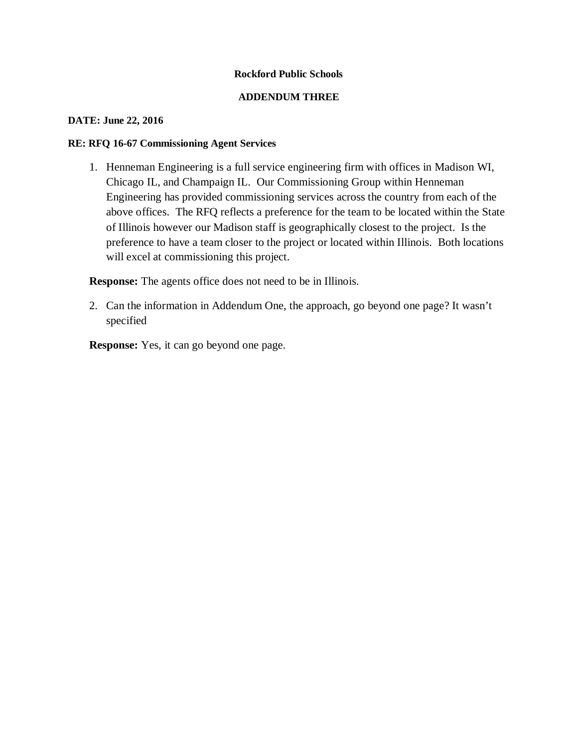**Rockford Public Schools**

**ADDENDUM THREE**

**DATE: June 22, 2016**

**RE: RFQ 16-67 Commissioning Agent Services**

1. Henneman Engineering is a full service engineering firm with offices in Madison WI, Chicago IL, and Champaign IL. Our Commissioning Group within Henneman Engineering has provided commissioning services across the country from each of the above offices. The RFQ reflects a preference for the team to be located within the State of Illinois however our Madison staff is geographically closest to the project. Is the preference to have a team closer to the project or located within Illinois. Both locations will excel at commissioning this project.

   **Response:** The agents office does not need to be in Illinois.

2. Can the information in Addendum One, the approach, go beyond one page? It wasn't specified

   **Response:** Yes, it can go beyond one page.